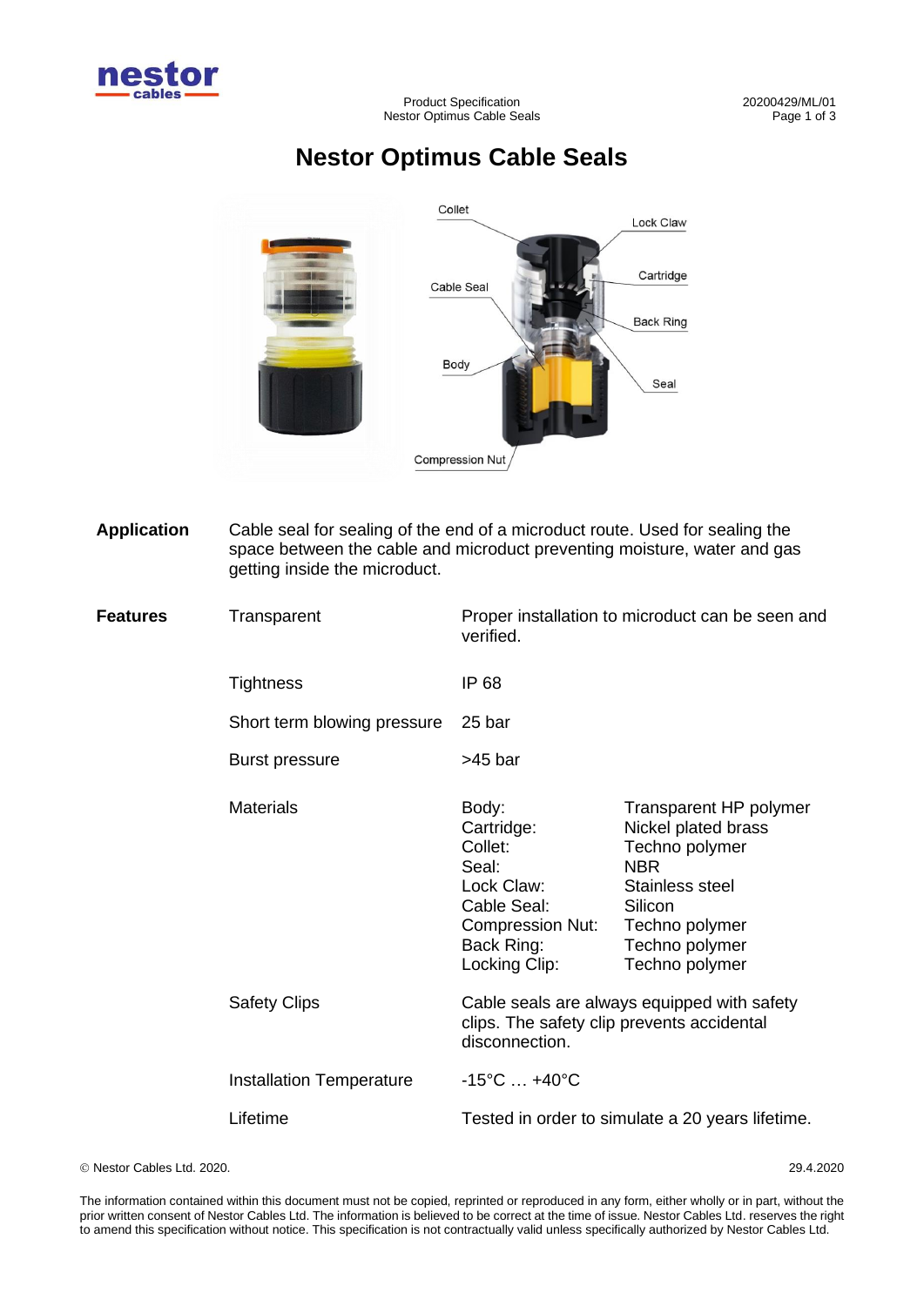# Nestor Optimus Cable Seals

Collet

Lock Claw

Cartridge

Cable Seal

Back Ring

Body

Seal

Compression Nut

**Application**

Cable seal for sealing of the end of a microduct route. Used for sealing the space between the cable and microduct preventing moisture, water and gas getting inside the microduct.

**Features**

| | | |
|---|---|---|
| Transparent | Proper installation to microduct can be seen and verified. | |
| Tightness | IP 68 | |
| Short term blowing pressure | 25 bar | |
| Burst pressure | >45 bar | |
| Materials | Body: | Transparent HP polymer |
| | Cartridge: | Nickel plated brass |
| | Collet: | Techno polymer |
| | Seal: | NBR |
| | Lock Claw: | Stainless steel |
| | Cable Seal: | Silicon |
| | Compression Nut: | Techno polymer |
| | Back Ring: | Techno polymer |
| | Locking Clip: | Techno polymer |
| Safety Clips | Cable seals are always equipped with safety clips. The safety clip prevents accidental disconnection. | |
| Installation Temperature | -15°C … +40°C | |
| Lifetime | Tested in order to simulate a 20 years lifetime. | |

© Nestor Cables Ltd. 2020. 29.4.2020

The information contained within this document must not be copied, reprinted or reproduced in any form, either wholly or in part, without the prior written consent of Nestor Cables Ltd. The information is believed to be correct at the time of issue. Nestor Cables Ltd. reserves the right to amend this specification without notice. This specification is not contractually valid unless specifically authorized by Nestor Cables Ltd.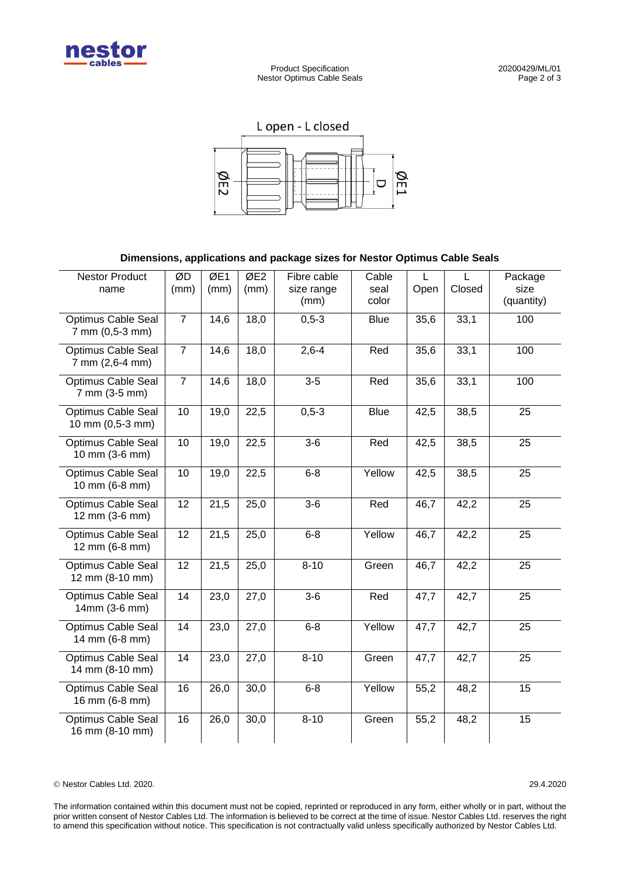L open - L closed

ØE2 D ØE1

**Dimensions, applications and package sizes for Nestor Optimus Cable Seals**

| Nestor Product name | ØD (mm) | ØE1 (mm) | ØE2 (mm) | Fibre cable size range (mm) | Cable seal color | L Open | L Closed | Package size (quantity) |
|---|---|---|---|---|---|---|---|---|
| Optimus Cable Seal 7 mm (0,5-3 mm) | 7 | 14,6 | 18,0 | 0,5-3 | Blue | 35,6 | 33,1 | 100 |
| Optimus Cable Seal 7 mm (2,6-4 mm) | 7 | 14,6 | 18,0 | 2,6-4 | Red | 35,6 | 33,1 | 100 |
| Optimus Cable Seal 7 mm (3-5 mm) | 7 | 14,6 | 18,0 | 3-5 | Red | 35,6 | 33,1 | 100 |
| Optimus Cable Seal 10 mm (0,5-3 mm) | 10 | 19,0 | 22,5 | 0,5-3 | Blue | 42,5 | 38,5 | 25 |
| Optimus Cable Seal 10 mm (3-6 mm) | 10 | 19,0 | 22,5 | 3-6 | Red | 42,5 | 38,5 | 25 |
| Optimus Cable Seal 10 mm (6-8 mm) | 10 | 19,0 | 22,5 | 6-8 | Yellow | 42,5 | 38,5 | 25 |
| Optimus Cable Seal 12 mm (3-6 mm) | 12 | 21,5 | 25,0 | 3-6 | Red | 46,7 | 42,2 | 25 |
| Optimus Cable Seal 12 mm (6-8 mm) | 12 | 21,5 | 25,0 | 6-8 | Yellow | 46,7 | 42,2 | 25 |
| Optimus Cable Seal 12 mm (8-10 mm) | 12 | 21,5 | 25,0 | 8-10 | Green | 46,7 | 42,2 | 25 |
| Optimus Cable Seal 14mm (3-6 mm) | 14 | 23,0 | 27,0 | 3-6 | Red | 47,7 | 42,7 | 25 |
| Optimus Cable Seal 14 mm (6-8 mm) | 14 | 23,0 | 27,0 | 6-8 | Yellow | 47,7 | 42,7 | 25 |
| Optimus Cable Seal 14 mm (8-10 mm) | 14 | 23,0 | 27,0 | 8-10 | Green | 47,7 | 42,7 | 25 |
| Optimus Cable Seal 16 mm (6-8 mm) | 16 | 26,0 | 30,0 | 6-8 | Yellow | 55,2 | 48,2 | 15 |
| Optimus Cable Seal 16 mm (8-10 mm) | 16 | 26,0 | 30,0 | 8-10 | Green | 55,2 | 48,2 | 15 |

© Nestor Cables Ltd. 2020.

29.4.2020

The information contained within this document must not be copied, reprinted or reproduced in any form, either wholly or in part, without the prior written consent of Nestor Cables Ltd. The information is believed to be correct at the time of issue. Nestor Cables Ltd. reserves the right to amend this specification without notice. This specification is not contractually valid unless specifically authorized by Nestor Cables Ltd.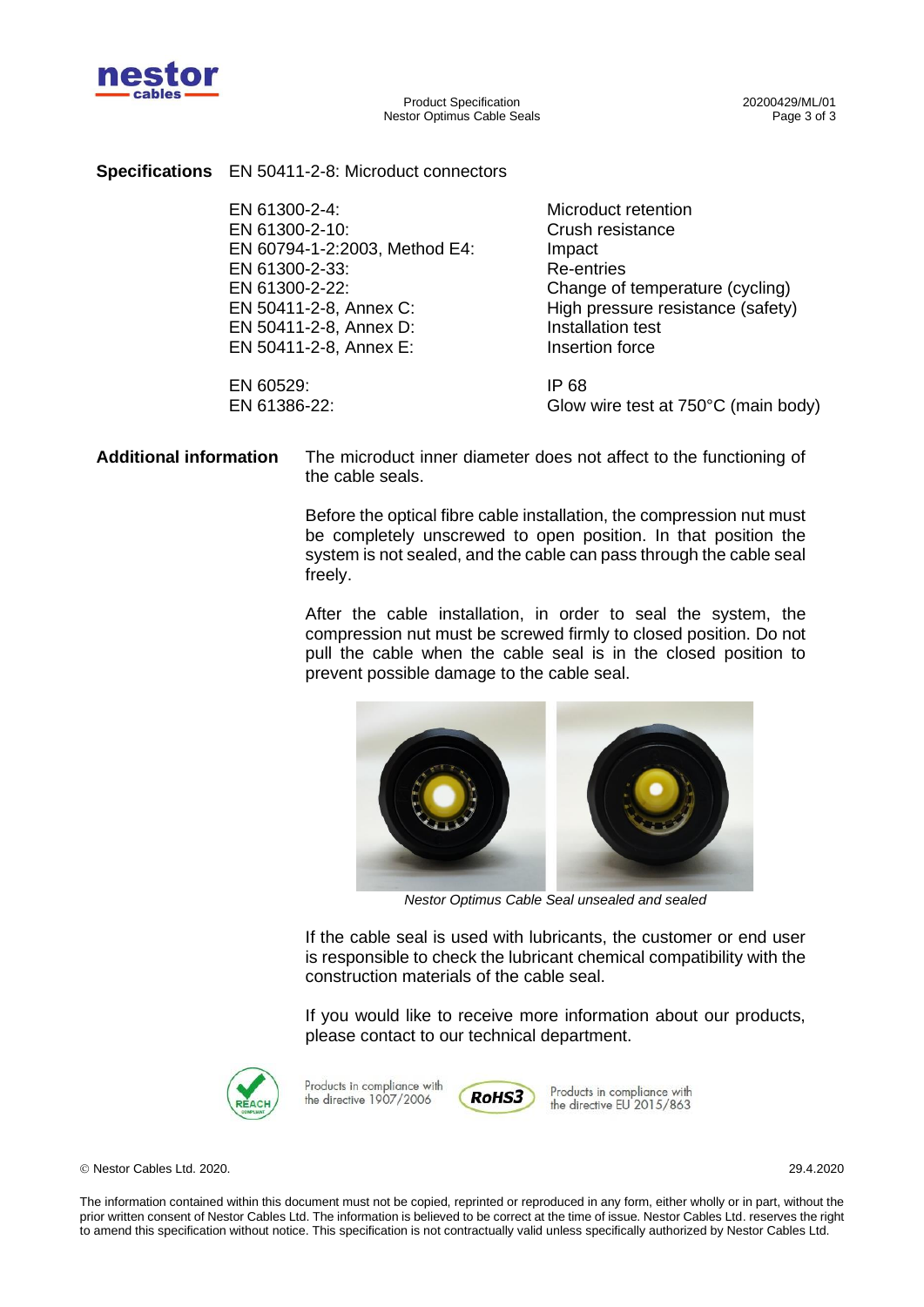**Specifications** EN 50411-2-8: Microduct connectors

| | |
|---|---|
| EN 61300-2-4: | Microduct retention |
| EN 61300-2-10: | Crush resistance |
| EN 60794-1-2:2003, Method E4: | Impact |
| EN 61300-2-33: | Re-entries |
| EN 61300-2-22: | Change of temperature (cycling) |
| EN 50411-2-8, Annex C: | High pressure resistance (safety) |
| EN 50411-2-8, Annex D: | Installation test |
| EN 50411-2-8, Annex E: | Insertion force |
| EN 60529: | IP 68 |
| EN 61386-22: | Glow wire test at 750°C (main body) |

**Additional information**

The microduct inner diameter does not affect to the functioning of the cable seals.

Before the optical fibre cable installation, the compression nut must be completely unscrewed to open position. In that position the system is not sealed, and the cable can pass through the cable seal freely.

After the cable installation, in order to seal the system, the compression nut must be screwed firmly to closed position. Do not pull the cable when the cable seal is in the closed position to prevent possible damage to the cable seal.

*Nestor Optimus Cable Seal unsealed and sealed*

If the cable seal is used with lubricants, the customer or end user is responsible to check the lubricant chemical compatibility with the construction materials of the cable seal.

If you would like to receive more information about our products, please contact to our technical department.

REACH COMPLIANT — Products in compliance with the directive 1907/2006

RoHS3 — Products in compliance with the directive EU 2015/863

© Nestor Cables Ltd. 2020. 29.4.2020

The information contained within this document must not be copied, reprinted or reproduced in any form, either wholly or in part, without the prior written consent of Nestor Cables Ltd. The information is believed to be correct at the time of issue. Nestor Cables Ltd. reserves the right to amend this specification without notice. This specification is not contractually valid unless specifically authorized by Nestor Cables Ltd.